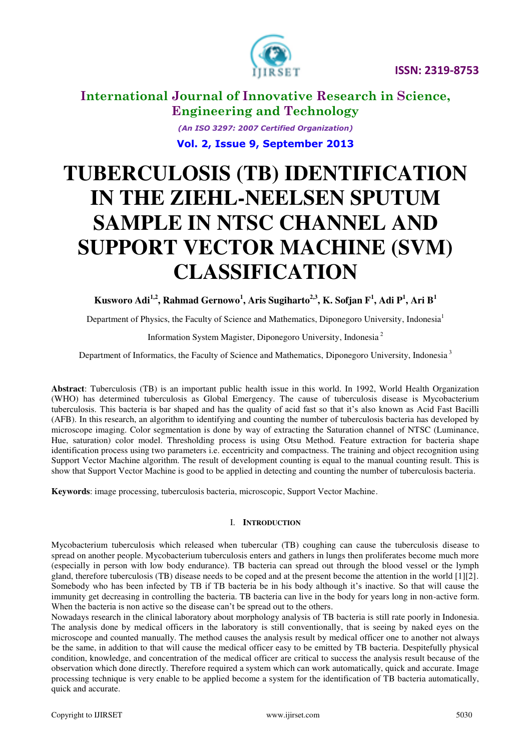# TUBERCULOSIS (TB) IDENTIFICATION IN THE ZIEHL-NEELSEN SPUTUM SAMPLE IN NTSC CHANNEL AND SUPPORT VECTOR MACHINE (SVM) CLASSIFICATION

**Kusworo Adi[1,2], Rahmad Gernowo[1], Aris Sugiharto[2,3], K. Sofjan F[1], Adi P[1], Ari B[1]**

Department of Physics, the Faculty of Science and Mathematics, Diponegoro University, Indonesia[1]

Information System Magister, Diponegoro University, Indonesia[2]

Department of Informatics, the Faculty of Science and Mathematics, Diponegoro University, Indonesia[3]

**Abstract**: Tuberculosis (TB) is an important public health issue in this world. In 1992, World Health Organization (WHO) has determined tuberculosis as Global Emergency. The cause of tuberculosis disease is Mycobacterium tuberculosis. This bacteria is bar shaped and has the quality of acid fast so that it's also known as Acid Fast Bacilli (AFB). In this research, an algorithm to identifying and counting the number of tuberculosis bacteria has developed by microscope imaging. Color segmentation is done by way of extracting the Saturation channel of NTSC (Luminance, Hue, saturation) color model. Thresholding process is using Otsu Method. Feature extraction for bacteria shape identification process using two parameters i.e. eccentricity and compactness. The training and object recognition using Support Vector Machine algorithm. The result of development counting is equal to the manual counting result. This is show that Support Vector Machine is good to be applied in detecting and counting the number of tuberculosis bacteria.

**Keywords**: image processing, tuberculosis bacteria, microscopic, Support Vector Machine.

## I. INTRODUCTION

Mycobacterium tuberculosis which released when tubercular (TB) coughing can cause the tuberculosis disease to spread on another people. Mycobacterium tuberculosis enters and gathers in lungs then proliferates become much more (especially in person with low body endurance). TB bacteria can spread out through the blood vessel or the lymph gland, therefore tuberculosis (TB) disease needs to be coped and at the present become the attention in the world [1][2]. Somebody who has been infected by TB if TB bacteria be in his body although it's inactive. So that will cause the immunity get decreasing in controlling the bacteria. TB bacteria can live in the body for years long in non-active form. When the bacteria is non active so the disease can't be spread out to the others.

Nowadays research in the clinical laboratory about morphology analysis of TB bacteria is still rate poorly in Indonesia. The analysis done by medical officers in the laboratory is still conventionally, that is seeing by naked eyes on the microscope and counted manually. The method causes the analysis result by medical officer one to another not always be the same, in addition to that will cause the medical officer easy to be emitted by TB bacteria. Despitefully physical condition, knowledge, and concentration of the medical officer are critical to success the analysis result because of the observation which done directly. Therefore required a system which can work automatically, quick and accurate. Image processing technique is very enable to be applied become a system for the identification of TB bacteria automatically, quick and accurate.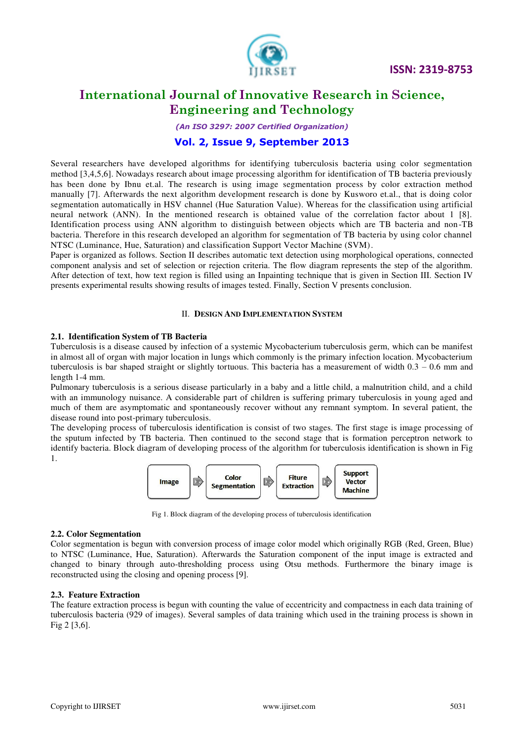Several researchers have developed algorithms for identifying tuberculosis bacteria using color segmentation method [3,4,5,6]. Nowadays research about image processing algorithm for identification of TB bacteria previously has been done by Ibnu et.al. The research is using image segmentation process by color extraction method manually [7]. Afterwards the next algorithm development research is done by Kusworo et.al., that is doing color segmentation automatically in HSV channel (Hue Saturation Value). Whereas for the classification using artificial neural network (ANN). In the mentioned research is obtained value of the correlation factor about 1 [8]. Identification process using ANN algorithm to distinguish between objects which are TB bacteria and non-TB bacteria. Therefore in this research developed an algorithm for segmentation of TB bacteria by using color channel NTSC (Luminance, Hue, Saturation) and classification Support Vector Machine (SVM).

Paper is organized as follows. Section II describes automatic text detection using morphological operations, connected component analysis and set of selection or rejection criteria. The flow diagram represents the step of the algorithm. After detection of text, how text region is filled using an Inpainting technique that is given in Section III. Section IV presents experimental results showing results of images tested. Finally, Section V presents conclusion.

## II. Design And Implementation System

### 2.1. Identification System of TB Bacteria

Tuberculosis is a disease caused by infection of a systemic Mycobacterium tuberculosis germ, which can be manifest in almost all of organ with major location in lungs which commonly is the primary infection location. Mycobacterium tuberculosis is bar shaped straight or slightly tortuous. This bacteria has a measurement of width 0.3 – 0.6 mm and length 1-4 mm.

Pulmonary tuberculosis is a serious disease particularly in a baby and a little child, a malnutrition child, and a child with an immunology nuisance. A considerable part of children is suffering primary tuberculosis in young aged and much of them are asymptomatic and spontaneously recover without any remnant symptom. In several patient, the disease round into post-primary tuberculosis.

The developing process of tuberculosis identification is consist of two stages. The first stage is image processing of the sputum infected by TB bacteria. Then continued to the second stage that is formation perceptron network to identify bacteria. Block diagram of developing process of the algorithm for tuberculosis identification is shown in Fig 1.

Image → Color Segmentation → Fiture Extraction → Support Vector Machine

Fig 1. Block diagram of the developing process of tuberculosis identification

### 2.2. Color Segmentation

Color segmentation is begun with conversion process of image color model which originally RGB (Red, Green, Blue) to NTSC (Luminance, Hue, Saturation). Afterwards the Saturation component of the input image is extracted and changed to binary through auto-thresholding process using Otsu methods. Furthermore the binary image is reconstructed using the closing and opening process [9].

### 2.3. Feature Extraction

The feature extraction process is begun with counting the value of eccentricity and compactness in each data training of tuberculosis bacteria (929 of images). Several samples of data training which used in the training process is shown in Fig 2 [3,6].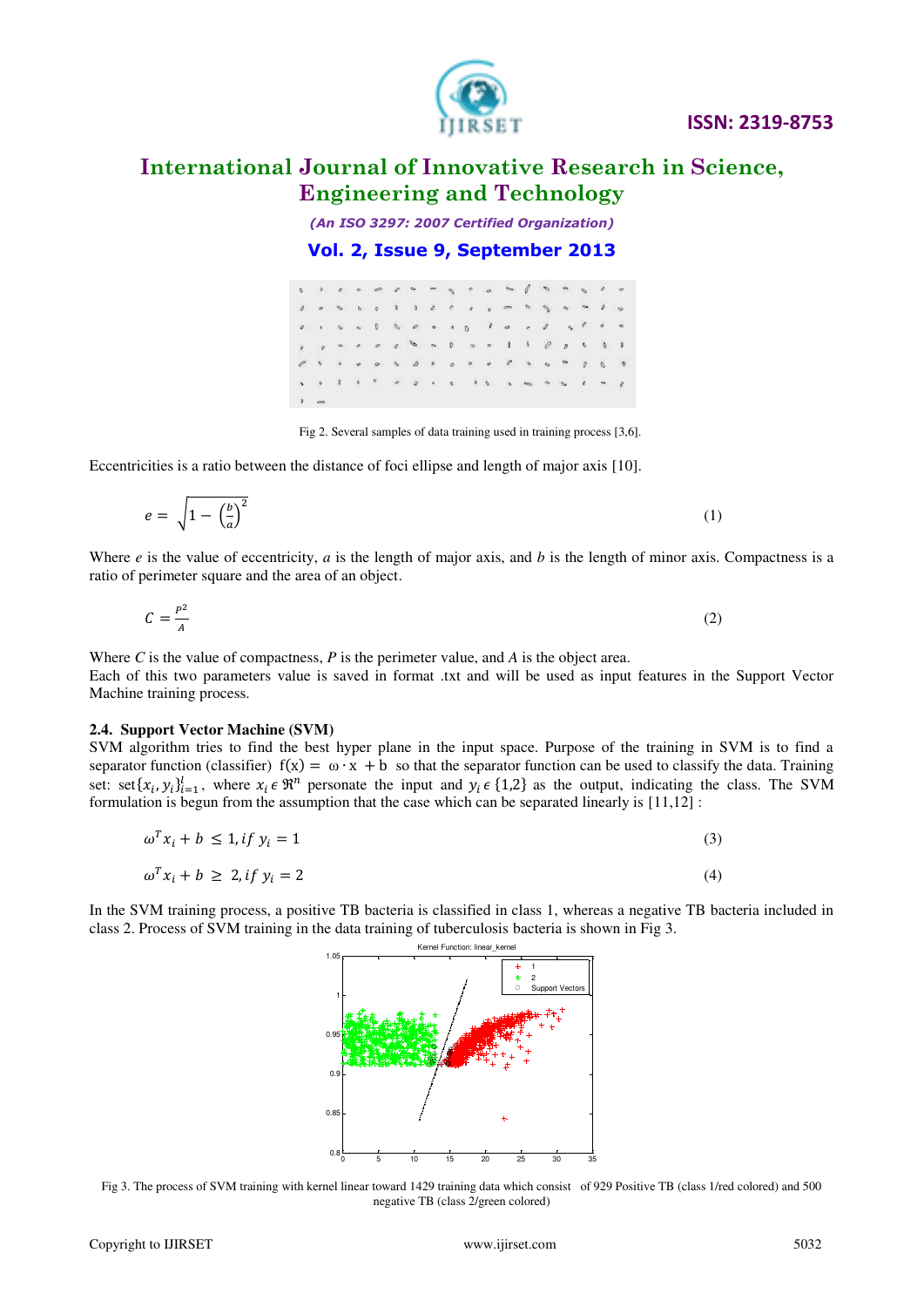Fig 2. Several samples of data training used in training process [3,6].

Eccentricities is a ratio between the distance of foci ellipse and length of major axis [10].

$$e = \sqrt{1 - \left(\frac{b}{a}\right)^2} \tag{1}$$

Where *e* is the value of eccentricity, *a* is the length of major axis, and *b* is the length of minor axis. Compactness is a ratio of perimeter square and the area of an object.

$$C = \frac{P^2}{A} \tag{2}$$

Where *C* is the value of compactness, *P* is the perimeter value, and *A* is the object area.
Each of this two parameters value is saved in format .txt and will be used as input features in the Support Vector Machine training process.

### 2.4. Support Vector Machine (SVM)

SVM algorithm tries to find the best hyper plane in the input space. Purpose of the training in SVM is to find a separator function (classifier) $f(x) = \omega \cdot x + b$ so that the separator function can be used to classify the data. Training set: $\text{set}\{x_i, y_i\}_{i=1}^{l}$, where $x_i \in \Re^n$ personate the input and $y_i \in \{1,2\}$ as the output, indicating the class. The SVM formulation is begun from the assumption that the case which can be separated linearly is [11,12] :

$$\omega^T x_i + b \leq 1, if\ y_i = 1 \tag{3}$$

$$\omega^T x_i + b \geq 2, if\ y_i = 2 \tag{4}$$

In the SVM training process, a positive TB bacteria is classified in class 1, whereas a negative TB bacteria included in class 2. Process of SVM training in the data training of tuberculosis bacteria is shown in Fig 3.

Fig 3. The process of SVM training with kernel linear toward 1429 training data which consist of 929 Positive TB (class 1/red colored) and 500 negative TB (class 2/green colored)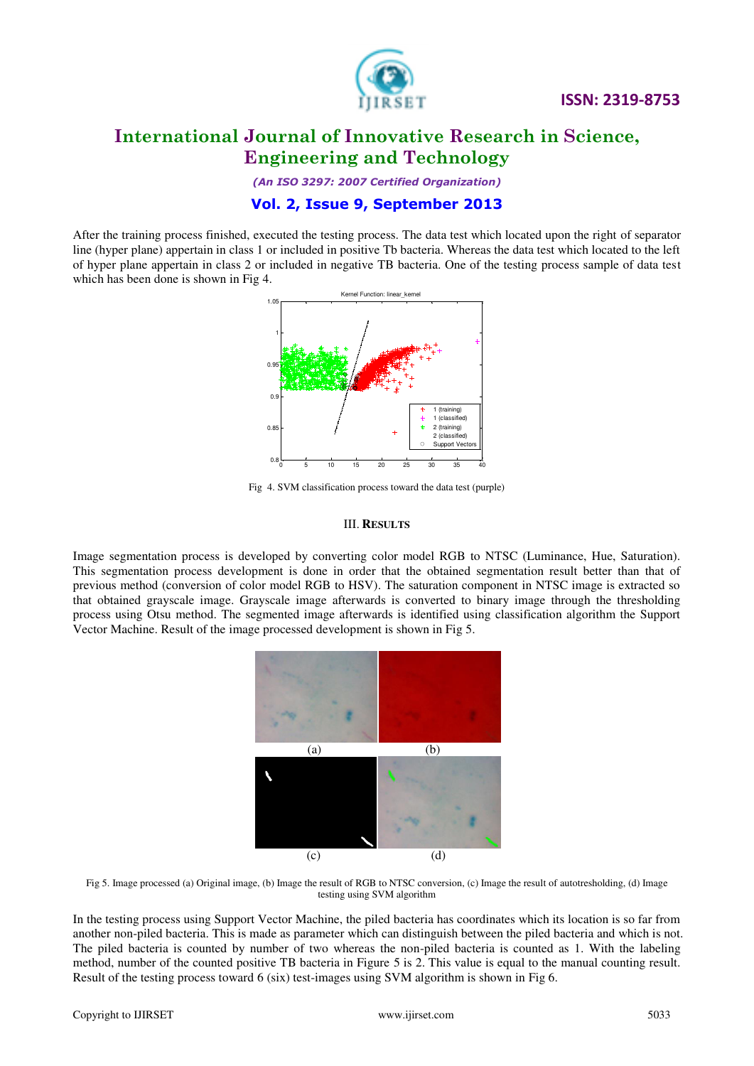After the training process finished, executed the testing process. The data test which located upon the right of separator line (hyper plane) appertain in class 1 or included in positive Tb bacteria. Whereas the data test which located to the left of hyper plane appertain in class 2 or included in negative TB bacteria. One of the testing process sample of data test which has been done is shown in Fig 4.

Fig 4. SVM classification process toward the data test (purple)

### III. Results

Image segmentation process is developed by converting color model RGB to NTSC (Luminance, Hue, Saturation). This segmentation process development is done in order that the obtained segmentation result better than that of previous method (conversion of color model RGB to HSV). The saturation component in NTSC image is extracted so that obtained grayscale image. Grayscale image afterwards is converted to binary image through the thresholding process using Otsu method. The segmented image afterwards is identified using classification algorithm the Support Vector Machine. Result of the image processed development is shown in Fig 5.

Fig 5. Image processed (a) Original image, (b) Image the result of RGB to NTSC conversion, (c) Image the result of autotresholding, (d) Image testing using SVM algorithm

In the testing process using Support Vector Machine, the piled bacteria has coordinates which its location is so far from another non-piled bacteria. This is made as parameter which can distinguish between the piled bacteria and which is not. The piled bacteria is counted by number of two whereas the non-piled bacteria is counted as 1. With the labeling method, number of the counted positive TB bacteria in Figure 5 is 2. This value is equal to the manual counting result. Result of the testing process toward 6 (six) test-images using SVM algorithm is shown in Fig 6.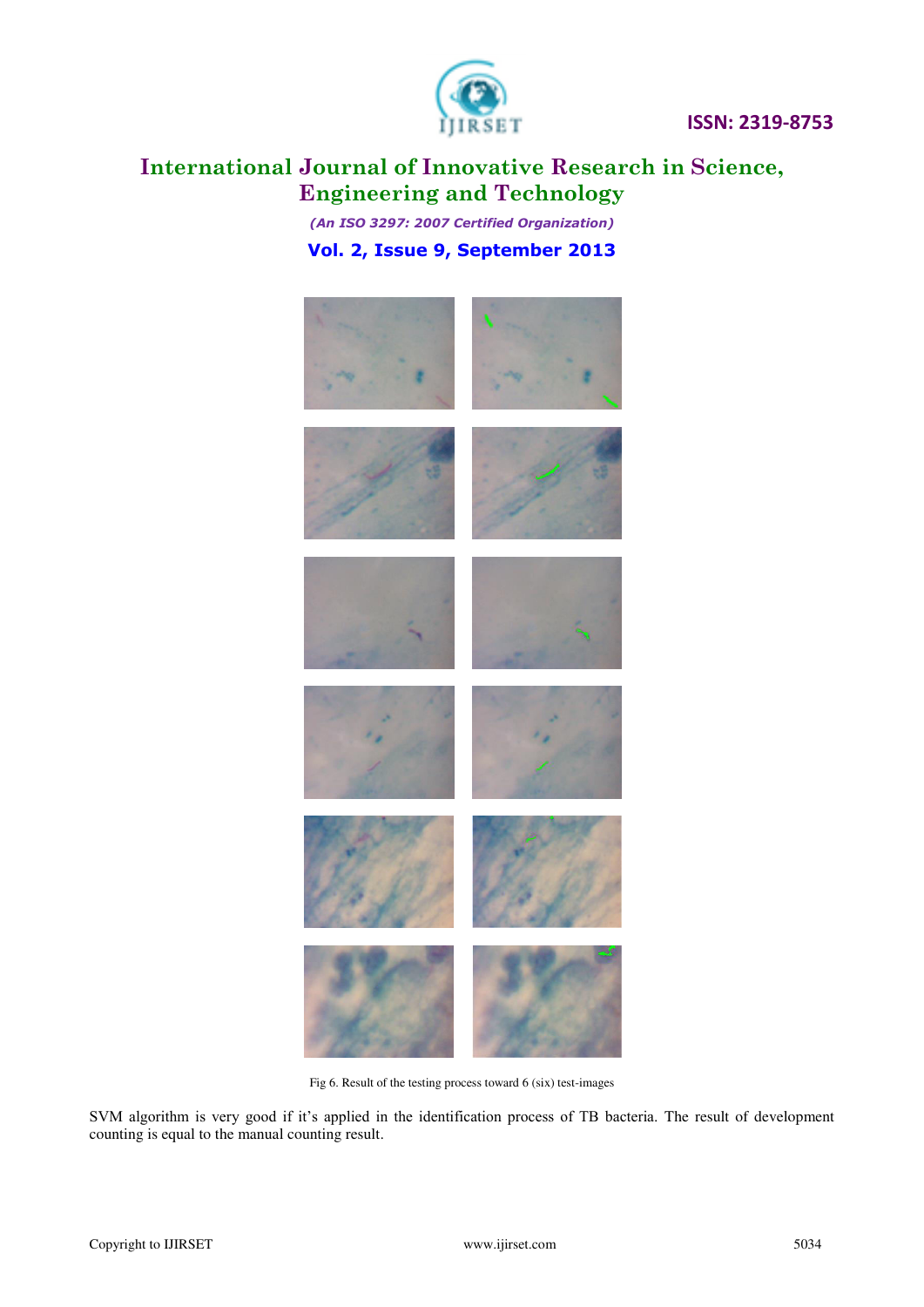Fig 6. Result of the testing process toward 6 (six) test-images

SVM algorithm is very good if it's applied in the identification process of TB bacteria. The result of development counting is equal to the manual counting result.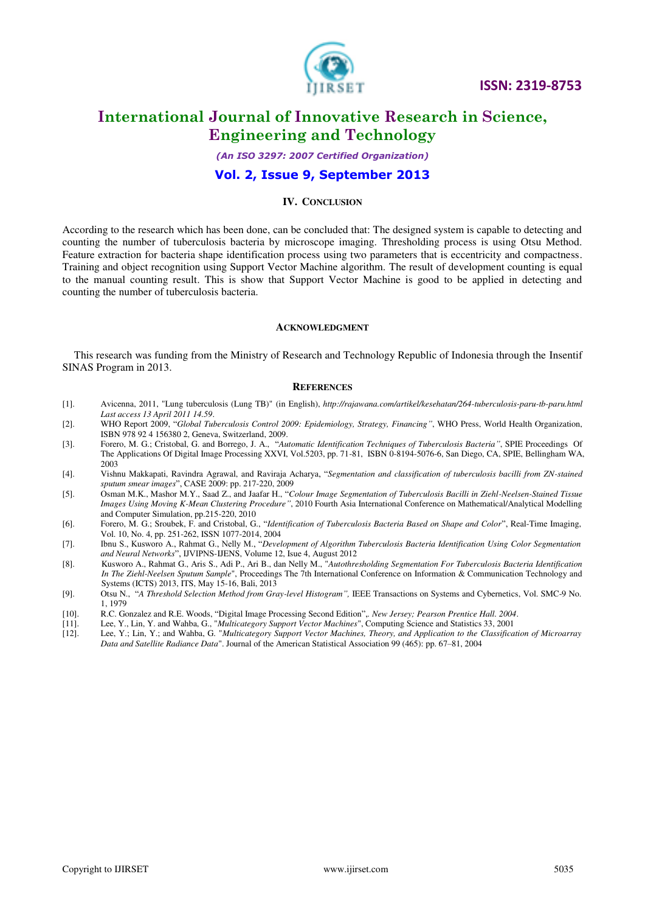## IV. CONCLUSION

According to the research which has been done, can be concluded that: The designed system is capable to detecting and counting the number of tuberculosis bacteria by microscope imaging. Thresholding process is using Otsu Method. Feature extraction for bacteria shape identification process using two parameters that is eccentricity and compactness. Training and object recognition using Support Vector Machine algorithm. The result of development counting is equal to the manual counting result. This is show that Support Vector Machine is good to be applied in detecting and counting the number of tuberculosis bacteria.

## ACKNOWLEDGMENT

This research was funding from the Ministry of Research and Technology Republic of Indonesia through the Insentif SINAS Program in 2013.

## REFERENCES

[1]. Avicenna, 2011, "Lung tuberculosis (Lung TB)" (in English), *http://rajawana.com/artikel/kesehatan/264-tuberculosis-paru-tb-paru.html Last access 13 April 2011 14.59*.

[2]. WHO Report 2009, "*Global Tuberculosis Control 2009: Epidemiology, Strategy, Financing*", WHO Press, World Health Organization, ISBN 978 92 4 156380 2, Geneva, Switzerland, 2009.

[3]. Forero, M. G.; Cristobal, G. and Borrego, J. A., "*Automatic Identification Techniques of Tuberculosis Bacteria*", SPIE Proceedings Of The Applications Of Digital Image Processing XXVI, Vol.5203, pp. 71-81, ISBN 0-8194-5076-6, San Diego, CA, SPIE, Bellingham WA, 2003

[4]. Vishnu Makkapati, Ravindra Agrawal, and Raviraja Acharya, "*Segmentation and classification of tuberculosis bacilli from ZN-stained sputum smear images*", CASE 2009: pp. 217-220, 2009

[5]. Osman M.K., Mashor M.Y., Saad Z., and Jaafar H., "*Colour Image Segmentation of Tuberculosis Bacilli in Ziehl-Neelsen-Stained Tissue Images Using Moving K-Mean Clustering Procedure*", 2010 Fourth Asia International Conference on Mathematical/Analytical Modelling and Computer Simulation, pp.215-220, 2010

[6]. Forero, M. G.; Sroubek, F. and Cristobal, G., "*Identification of Tuberculosis Bacteria Based on Shape and Color*", Real-Time Imaging, Vol. 10, No. 4, pp. 251-262, ISSN 1077-2014, 2004

[7]. Ibnu S., Kusworo A., Rahmat G., Nelly M., "*Development of Algorithm Tuberculosis Bacteria Identification Using Color Segmentation and Neural Networks*", IJVIPNS-IJENS, Volume 12, Issue 4, August 2012

[8]. Kusworo A., Rahmat G., Aris S., Adi P., Ari B., dan Nelly M., "*Autothresholding Segmentation For Tuberculosis Bacteria Identification In The Ziehl-Neelsen Sputum Sample*", Proceedings The 7th International Conference on Information & Communication Technology and Systems (ICTS) 2013, ITS, May 15-16, Bali, 2013

[9]. Otsu N., "*A Threshold Selection Method from Gray-level Histogram*", IEEE Transactions on Systems and Cybernetics, Vol. SMC-9 No. 1, 1979

[10]. R.C. Gonzalez and R.E. Woods, "Digital Image Processing Second Edition",. *New Jersey; Pearson Prentice Hall. 2004*.

[11]. Lee, Y., Lin, Y. and Wahba, G., "*Multicategory Support Vector Machines*", Computing Science and Statistics 33, 2001

[12]. Lee, Y.; Lin, Y.; and Wahba, G. "*Multicategory Support Vector Machines, Theory, and Application to the Classification of Microarray Data and Satellite Radiance Data*". Journal of the American Statistical Association 99 (465): pp. 67–81, 2004